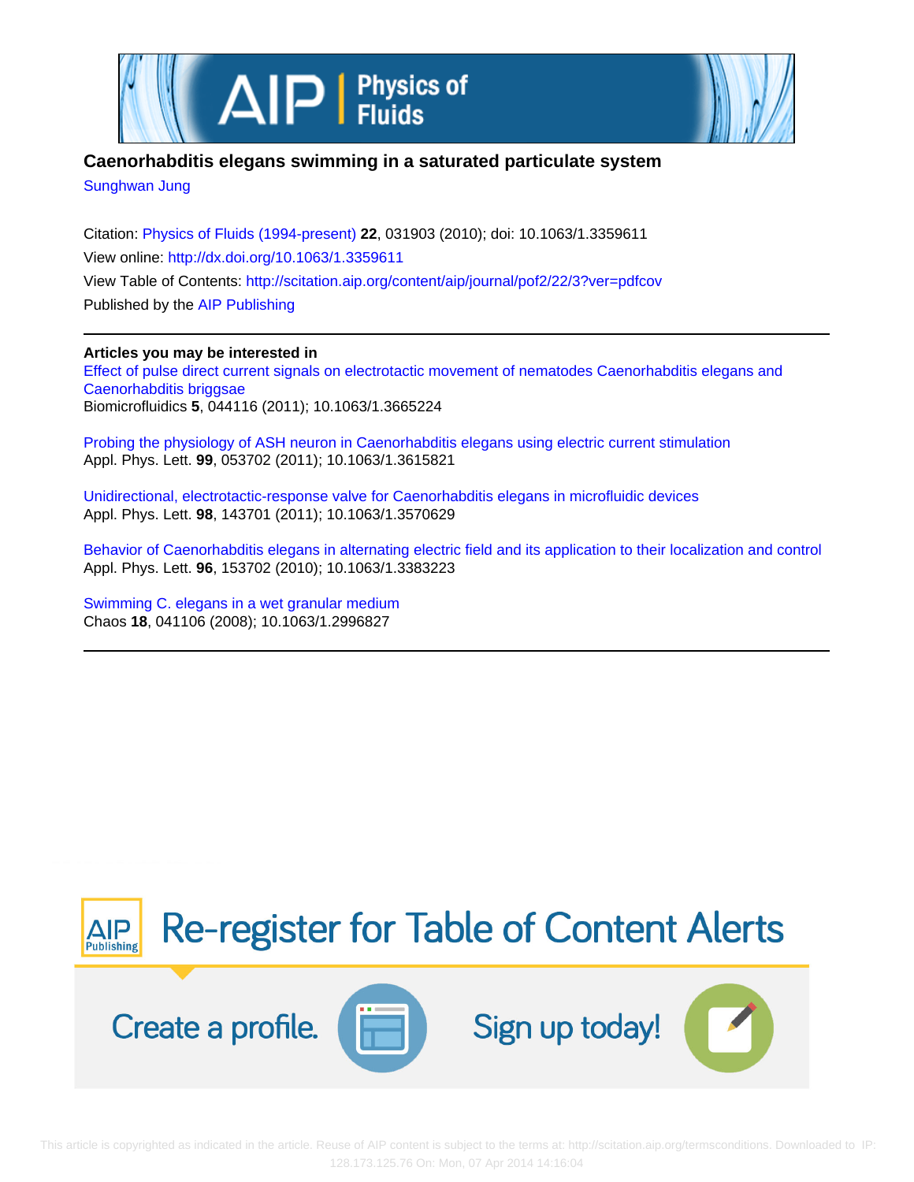# Caenorhabditis elegans swimming in a saturated particulate system

Sunghwan Jung

Citation: Physics of Fluids (1994-present) **22**, 031903 (2010); doi: 10.1063/1.3359611

View online: http://dx.doi.org/10.1063/1.3359611

View Table of Contents: http://scitation.aip.org/content/aip/journal/pof2/22/3?ver=pdfcov

Published by the AIP Publishing

**Articles you may be interested in**

Effect of pulse direct current signals on electrotactic movement of nematodes Caenorhabditis elegans and Caenorhabditis briggsae
Biomicrofluidics **5**, 044116 (2011); 10.1063/1.3665224

Probing the physiology of ASH neuron in Caenorhabditis elegans using electric current stimulation
Appl. Phys. Lett. **99**, 053702 (2011); 10.1063/1.3615821

Unidirectional, electrotactic-response valve for Caenorhabditis elegans in microfluidic devices
Appl. Phys. Lett. **98**, 143701 (2011); 10.1063/1.3570629

Behavior of Caenorhabditis elegans in alternating electric field and its application to their localization and control
Appl. Phys. Lett. **96**, 153702 (2010); 10.1063/1.3383223

Swimming C. elegans in a wet granular medium
Chaos **18**, 041106 (2008); 10.1063/1.2996827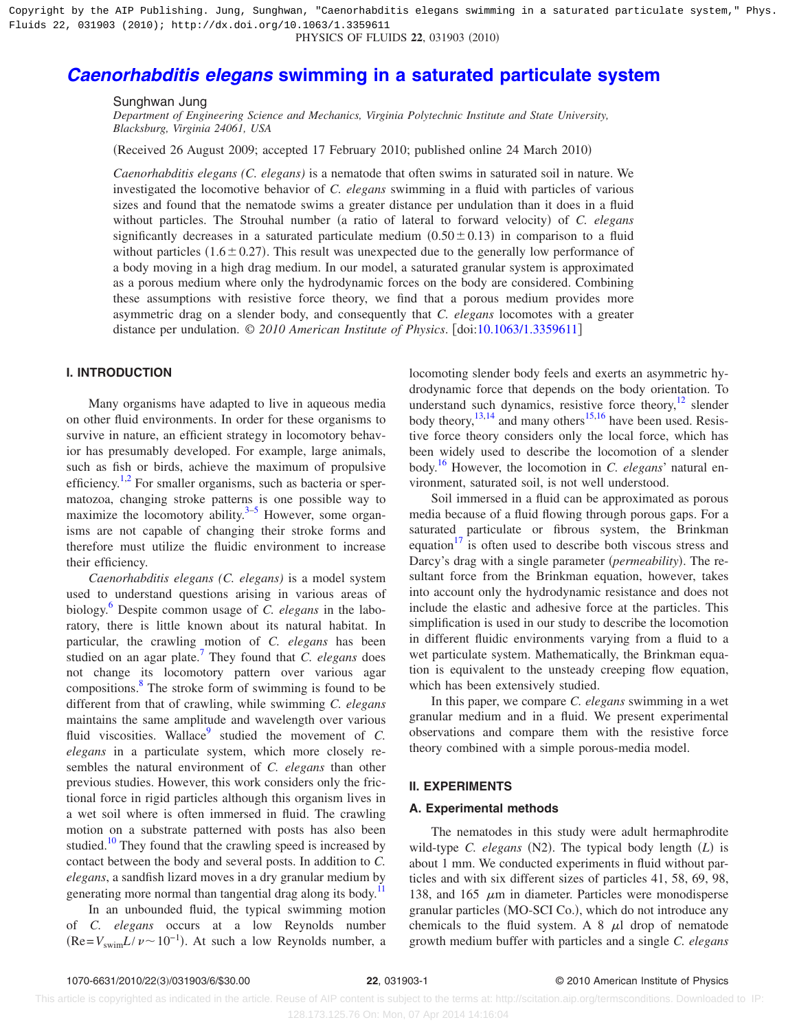# *Caenorhabditis elegans* swimming in a saturated particulate system

Sunghwan Jung

*Department of Engineering Science and Mechanics, Virginia Polytechnic Institute and State University, Blacksburg, Virginia 24061, USA*

(Received 26 August 2009; accepted 17 February 2010; published online 24 March 2010)

*Caenorhabditis elegans (C. elegans)* is a nematode that often swims in saturated soil in nature. We investigated the locomotive behavior of *C. elegans* swimming in a fluid with particles of various sizes and found that the nematode swims a greater distance per undulation than it does in a fluid without particles. The Strouhal number (a ratio of lateral to forward velocity) of *C. elegans* significantly decreases in a saturated particulate medium ($0.50 \pm 0.13$) in comparison to a fluid without particles ($1.6 \pm 0.27$). This result was unexpected due to the generally low performance of a body moving in a high drag medium. In our model, a saturated granular system is approximated as a porous medium where only the hydrodynamic forces on the body are considered. Combining these assumptions with resistive force theory, we find that a porous medium provides more asymmetric drag on a slender body, and consequently that *C. elegans* locomotes with a greater distance per undulation. © *2010 American Institute of Physics*. [doi:10.1063/1.3359611]

## I. INTRODUCTION

Many organisms have adapted to live in aqueous media on other fluid environments. In order for these organisms to survive in nature, an efficient strategy in locomotory behavior has presumably developed. For example, large animals, such as fish or birds, achieve the maximum of propulsive efficiency.[1,2] For smaller organisms, such as bacteria or spermatozoa, changing stroke patterns is one possible way to maximize the locomotory ability.[3–5] However, some organisms are not capable of changing their stroke forms and therefore must utilize the fluidic environment to increase their efficiency.

*Caenorhabditis elegans (C. elegans)* is a model system used to understand questions arising in various areas of biology.[6] Despite common usage of *C. elegans* in the laboratory, there is little known about its natural habitat. In particular, the crawling motion of *C. elegans* has been studied on an agar plate.[7] They found that *C. elegans* does not change its locomotory pattern over various agar compositions.[8] The stroke form of swimming is found to be different from that of crawling, while swimming *C. elegans* maintains the same amplitude and wavelength over various fluid viscosities. Wallace[9] studied the movement of *C. elegans* in a particulate system, which more closely resembles the natural environment of *C. elegans* than other previous studies. However, this work considers only the frictional force in rigid particles although this organism lives in a wet soil where is often immersed in fluid. The crawling motion on a substrate patterned with posts has also been studied.[10] They found that the crawling speed is increased by contact between the body and several posts. In addition to *C. elegans*, a sandfish lizard moves in a dry granular medium by generating more normal than tangential drag along its body.[11]

In an unbounded fluid, the typical swimming motion of *C. elegans* occurs at a low Reynolds number ($\mathrm{Re}=V_{\mathrm{swim}}L/\nu \sim 10^{-1}$). At such a low Reynolds number, a locomoting slender body feels and exerts an asymmetric hydrodynamic force that depends on the body orientation. To understand such dynamics, resistive force theory,[12] slender body theory,[13,14] and many others[15,16] have been used. Resistive force theory considers only the local force, which has been widely used to describe the locomotion of a slender body.[16] However, the locomotion in *C. elegans*' natural environment, saturated soil, is not well understood.

Soil immersed in a fluid can be approximated as porous media because of a fluid flowing through porous gaps. For a saturated particulate or fibrous system, the Brinkman equation[17] is often used to describe both viscous stress and Darcy's drag with a single parameter (*permeability*). The resultant force from the Brinkman equation, however, takes into account only the hydrodynamic resistance and does not include the elastic and adhesive force at the particles. This simplification is used in our study to describe the locomotion in different fluidic environments varying from a fluid to a wet particulate system. Mathematically, the Brinkman equation is equivalent to the unsteady creeping flow equation, which has been extensively studied.

In this paper, we compare *C. elegans* swimming in a wet granular medium and in a fluid. We present experimental observations and compare them with the resistive force theory combined with a simple porous-media model.

## II. EXPERIMENTS

### A. Experimental methods

The nematodes in this study were adult hermaphrodite wild-type *C. elegans* (N2). The typical body length ($L$) is about 1 mm. We conducted experiments in fluid without particles and with six different sizes of particles 41, 58, 69, 98, 138, and 165 $\mu$m in diameter. Particles were monodisperse granular particles (MO-SCI Co.), which do not introduce any chemicals to the fluid system. A 8 $\mu$l drop of nematode growth medium buffer with particles and a single *C. elegans*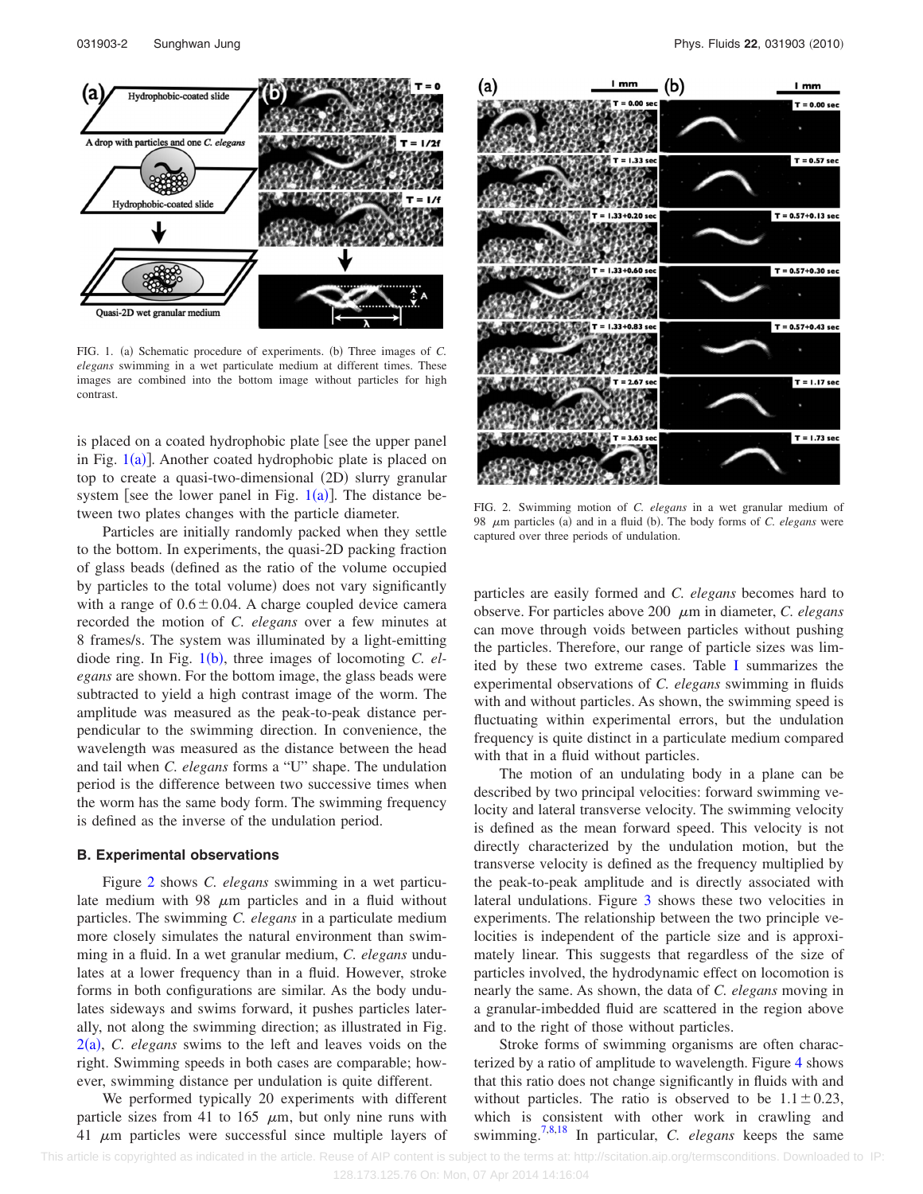FIG. 1. (a) Schematic procedure of experiments. (b) Three images of *C. elegans* swimming in a wet particulate medium at different times. These images are combined into the bottom image without particles for high contrast.

is placed on a coated hydrophobic plate [see the upper panel in Fig. 1(a)]. Another coated hydrophobic plate is placed on top to create a quasi-two-dimensional (2D) slurry granular system [see the lower panel in Fig. 1(a)]. The distance between two plates changes with the particle diameter.

Particles are initially randomly packed when they settle to the bottom. In experiments, the quasi-2D packing fraction of glass beads (defined as the ratio of the volume occupied by particles to the total volume) does not vary significantly with a range of $0.6 \pm 0.04$. A charge coupled device camera recorded the motion of *C. elegans* over a few minutes at 8 frames/s. The system was illuminated by a light-emitting diode ring. In Fig. 1(b), three images of locomoting *C. elegans* are shown. For the bottom image, the glass beads were subtracted to yield a high contrast image of the worm. The amplitude was measured as the peak-to-peak distance perpendicular to the swimming direction. In convenience, the wavelength was measured as the distance between the head and tail when *C. elegans* forms a "U" shape. The undulation period is the difference between two successive times when the worm has the same body form. The swimming frequency is defined as the inverse of the undulation period.

### B. Experimental observations

Figure 2 shows *C. elegans* swimming in a wet particulate medium with 98 $\mu$m particles and in a fluid without particles. The swimming *C. elegans* in a particulate medium more closely simulates the natural environment than swimming in a fluid. In a wet granular medium, *C. elegans* undulates at a lower frequency than in a fluid. However, stroke forms in both configurations are similar. As the body undulates sideways and swims forward, it pushes particles laterally, not along the swimming direction; as illustrated in Fig. 2(a), *C. elegans* swims to the left and leaves voids on the right. Swimming speeds in both cases are comparable; however, swimming distance per undulation is quite different.

We performed typically 20 experiments with different particle sizes from 41 to 165 $\mu$m, but only nine runs with 41 $\mu$m particles were successful since multiple layers of particles are easily formed and *C. elegans* becomes hard to observe. For particles above 200 $\mu$m in diameter, *C. elegans* can move through voids between particles without pushing the particles. Therefore, our range of particle sizes was limited by these two extreme cases. Table I summarizes the experimental observations of *C. elegans* swimming in fluids with and without particles. As shown, the swimming speed is fluctuating within experimental errors, but the undulation frequency is quite distinct in a particulate medium compared with that in a fluid without particles.

FIG. 2. Swimming motion of *C. elegans* in a wet granular medium of 98 $\mu$m particles (a) and in a fluid (b). The body forms of *C. elegans* were captured over three periods of undulation.

The motion of an undulating body in a plane can be described by two principal velocities: forward swimming velocity and lateral transverse velocity. The swimming velocity is defined as the mean forward speed. This velocity is not directly characterized by the undulation motion, but the transverse velocity is defined as the frequency multiplied by the peak-to-peak amplitude and is directly associated with lateral undulations. Figure 3 shows these two velocities in experiments. The relationship between the two principle velocities is independent of the particle size and is approximately linear. This suggests that regardless of the size of particles involved, the hydrodynamic effect on locomotion is nearly the same. As shown, the data of *C. elegans* moving in a granular-imbedded fluid are scattered in the region above and to the right of those without particles.

Stroke forms of swimming organisms are often characterized by a ratio of amplitude to wavelength. Figure 4 shows that this ratio does not change significantly in fluids with and without particles. The ratio is observed to be $1.1 \pm 0.23$, which is consistent with other work in crawling and swimming.[7,8,18] In particular, *C. elegans* keeps the same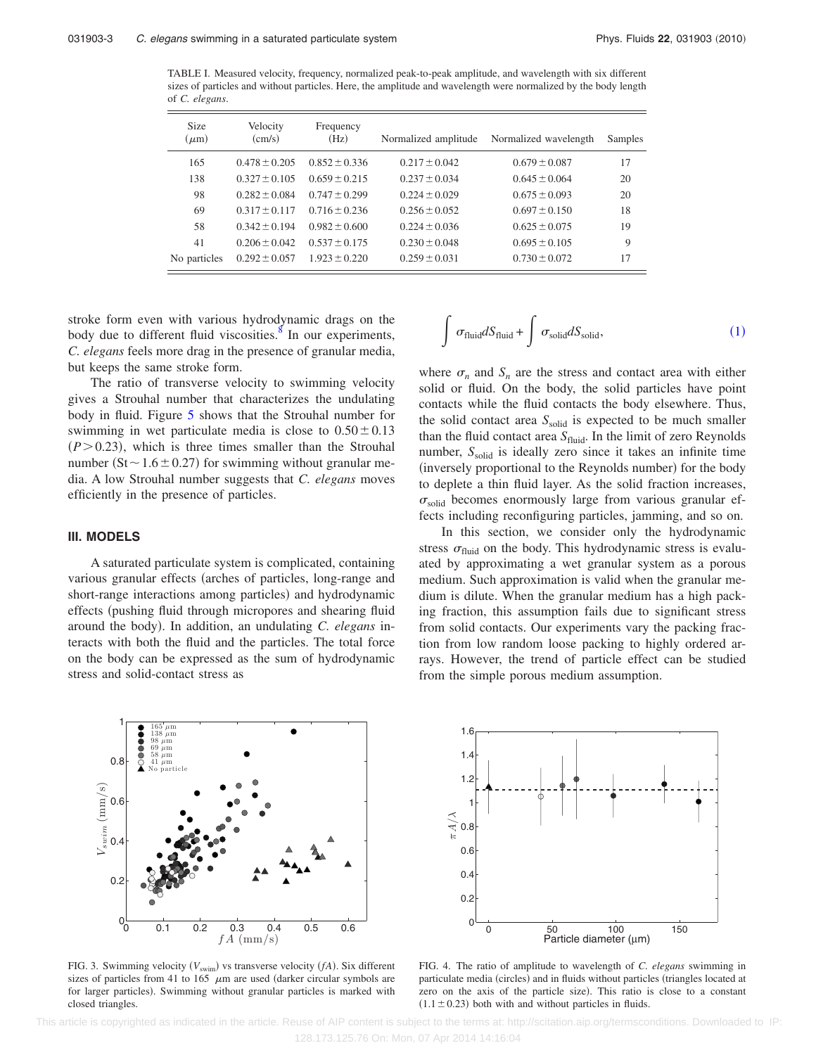TABLE I. Measured velocity, frequency, normalized peak-to-peak amplitude, and wavelength with six different sizes of particles and without particles. Here, the amplitude and wavelength were normalized by the body length of *C. elegans*.

| Size ($\mu$m) | Velocity (cm/s) | Frequency (Hz) | Normalized amplitude | Normalized wavelength | Samples |
|---|---|---|---|---|---|
| 165 | $0.478 \pm 0.205$ | $0.852 \pm 0.336$ | $0.217 \pm 0.042$ | $0.679 \pm 0.087$ | 17 |
| 138 | $0.327 \pm 0.105$ | $0.659 \pm 0.215$ | $0.237 \pm 0.034$ | $0.645 \pm 0.064$ | 20 |
| 98 | $0.282 \pm 0.084$ | $0.747 \pm 0.299$ | $0.224 \pm 0.029$ | $0.675 \pm 0.093$ | 20 |
| 69 | $0.317 \pm 0.117$ | $0.716 \pm 0.236$ | $0.256 \pm 0.052$ | $0.697 \pm 0.150$ | 18 |
| 58 | $0.342 \pm 0.194$ | $0.982 \pm 0.600$ | $0.224 \pm 0.036$ | $0.625 \pm 0.075$ | 19 |
| 41 | $0.206 \pm 0.042$ | $0.537 \pm 0.175$ | $0.230 \pm 0.048$ | $0.695 \pm 0.105$ | 9 |
| No particles | $0.292 \pm 0.057$ | $1.923 \pm 0.220$ | $0.259 \pm 0.031$ | $0.730 \pm 0.072$ | 17 |

stroke form even with various hydrodynamic drags on the body due to different fluid viscosities.[8] In our experiments, *C. elegans* feels more drag in the presence of granular media, but keeps the same stroke form.

The ratio of transverse velocity to swimming velocity gives a Strouhal number that characterizes the undulating body in fluid. Figure 5 shows that the Strouhal number for swimming in wet particulate media is close to $0.50 \pm 0.13$ ($P > 0.23$), which is three times smaller than the Strouhal number ($\mathrm{St} \sim 1.6 \pm 0.27$) for swimming without granular media. A low Strouhal number suggests that *C. elegans* moves efficiently in the presence of particles.

## III. MODELS

A saturated particulate system is complicated, containing various granular effects (arches of particles, long-range and short-range interactions among particles) and hydrodynamic effects (pushing fluid through micropores and shearing fluid around the body). In addition, an undulating *C. elegans* interacts with both the fluid and the particles. The total force on the body can be expressed as the sum of hydrodynamic stress and solid-contact stress as

$$\int \sigma_{\text{fluid}} dS_{\text{fluid}} + \int \sigma_{\text{solid}} dS_{\text{solid}}, \tag{1}$$

where $\sigma_n$ and $S_n$ are the stress and contact area with either solid or fluid. On the body, the solid particles have point contacts while the fluid contacts the body elsewhere. Thus, the solid contact area $S_{\text{solid}}$ is expected to be much smaller than the fluid contact area $S_{\text{fluid}}$. In the limit of zero Reynolds number, $S_{\text{solid}}$ is ideally zero since it takes an infinite time (inversely proportional to the Reynolds number) for the body to deplete a thin fluid layer. As the solid fraction increases, $\sigma_{\text{solid}}$ becomes enormously large from various granular effects including reconfiguring particles, jamming, and so on.

In this section, we consider only the hydrodynamic stress $\sigma_{\text{fluid}}$ on the body. This hydrodynamic stress is evaluated by approximating a wet granular system as a porous medium. Such approximation is valid when the granular medium is dilute. When the granular medium has a high packing fraction, this assumption fails due to significant stress from solid contacts. Our experiments vary the packing fraction from low random loose packing to highly ordered arrays. However, the trend of particle effect can be studied from the simple porous medium assumption.

FIG. 3. Swimming velocity ($V_{\text{swim}}$) vs transverse velocity ($fA$). Six different sizes of particles from 41 to 165 $\mu$m are used (darker circular symbols are for larger particles). Swimming without granular particles is marked with closed triangles.

FIG. 4. The ratio of amplitude to wavelength of *C. elegans* swimming in particulate media (circles) and in fluids without particles (triangles located at zero on the axis of the particle size). This ratio is close to a constant ($1.1 \pm 0.23$) both with and without particles in fluids.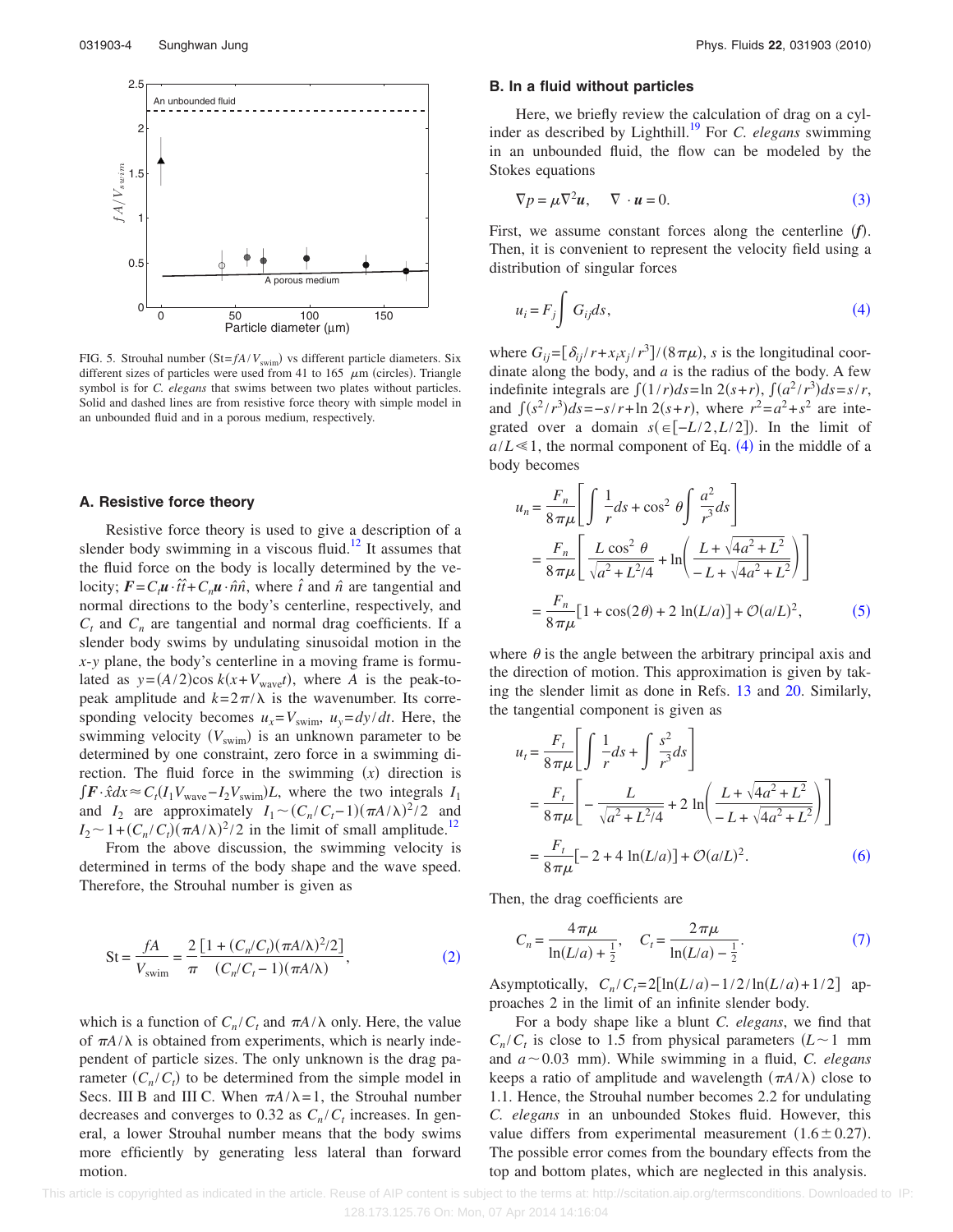FIG. 5. Strouhal number ($\mathrm{St}=fA/V_{\mathrm{swim}}$) vs different particle diameters. Six different sizes of particles were used from 41 to 165 $\mu$m (circles). Triangle symbol is for *C. elegans* that swims between two plates without particles. Solid and dashed lines are from resistive force theory with simple model in an unbounded fluid and in a porous medium, respectively.

### A. Resistive force theory

Resistive force theory is used to give a description of a slender body swimming in a viscous fluid.[12] It assumes that the fluid force on the body is locally determined by the velocity; $\boldsymbol{F}=C_t \boldsymbol{u}\cdot\hat{t}\hat{t}+C_n\boldsymbol{u}\cdot\hat{n}\hat{n}$, where $\hat{t}$ and $\hat{n}$ are tangential and normal directions to the body's centerline, respectively, and $C_t$ and $C_n$ are tangential and normal drag coefficients. If a slender body swims by undulating sinusoidal motion in the $x$-$y$ plane, the body's centerline in a moving frame is formulated as $y=(A/2)\cos k(x+V_{\mathrm{wave}}t)$, where $A$ is the peak-to-peak amplitude and $k=2\pi/\lambda$ is the wavenumber. Its corresponding velocity becomes $u_x=V_{\mathrm{swim}}$, $u_y=dy/dt$. Here, the swimming velocity ($V_{\mathrm{swim}}$) is an unknown parameter to be determined by one constraint, zero force in a swimming direction. The fluid force in the swimming ($x$) direction is $\int \boldsymbol{F}\cdot\hat{x}dx \approx C_t(I_1 V_{\mathrm{wave}}-I_2 V_{\mathrm{swim}})L$, where the two integrals $I_1$ and $I_2$ are approximately $I_1 \sim (C_n/C_t-1)(\pi A/\lambda)^2/2$ and $I_2 \sim 1+(C_n/C_t)(\pi A/\lambda)^2/2$ in the limit of small amplitude.[12]

From the above discussion, the swimming velocity is determined in terms of the body shape and the wave speed. Therefore, the Strouhal number is given as

$$\mathrm{St}=\frac{fA}{V_{\mathrm{swim}}}=\frac{2}{\pi}\frac{[1+(C_n/C_t)(\pi A/\lambda)^2/2]}{(C_n/C_t-1)(\pi A/\lambda)}, \qquad (2)$$

which is a function of $C_n/C_t$ and $\pi A/\lambda$ only. Here, the value of $\pi A/\lambda$ is obtained from experiments, which is nearly independent of particle sizes. The only unknown is the drag parameter ($C_n/C_t$) to be determined from the simple model in Secs. III B and III C. When $\pi A/\lambda=1$, the Strouhal number decreases and converges to 0.32 as $C_n/C_t$ increases. In general, a lower Strouhal number means that the body swims more efficiently by generating less lateral than forward motion.

### B. In a fluid without particles

Here, we briefly review the calculation of drag on a cylinder as described by Lighthill.[19] For *C. elegans* swimming in an unbounded fluid, the flow can be modeled by the Stokes equations

$$\nabla p=\mu\nabla^2\boldsymbol{u}, \qquad \nabla\cdot\boldsymbol{u}=0. \qquad (3)$$

First, we assume constant forces along the centerline ($\boldsymbol{f}$). Then, it is convenient to represent the velocity field using a distribution of singular forces

$$u_i=F_j\int G_{ij}ds, \qquad (4)$$

where $G_{ij}=[\delta_{ij}/r+x_i x_j/r^3]/(8\pi\mu)$, $s$ is the longitudinal coordinate along the body, and $a$ is the radius of the body. A few indefinite integrals are $\int(1/r)ds=\ln 2(s+r)$, $\int(a^2/r^3)ds=s/r$, and $\int(s^2/r^3)ds=-s/r+\ln 2(s+r)$, where $r^2=a^2+s^2$ are integrated over a domain $s(\in[-L/2,L/2])$. In the limit of $a/L\ll 1$, the normal component of Eq. (4) in the middle of a body becomes

$$\begin{aligned}
u_n &= \frac{F_n}{8\pi\mu}\left[\int\frac{1}{r}ds+\cos^2\theta\int\frac{a^2}{r^3}ds\right] \\
&= \frac{F_n}{8\pi\mu}\left[\frac{L\cos^2\theta}{\sqrt{a^2+L^2/4}}+\ln\left(\frac{L+\sqrt{4a^2+L^2}}{-L+\sqrt{4a^2+L^2}}\right)\right] \\
&= \frac{F_n}{8\pi\mu}[1+\cos(2\theta)+2\ln(L/a)]+\mathcal{O}(a/L)^2, \qquad (5)
\end{aligned}$$

where $\theta$ is the angle between the arbitrary principal axis and the direction of motion. This approximation is given by taking the slender limit as done in Refs. 13 and 20. Similarly, the tangential component is given as

$$\begin{aligned}
u_t &= \frac{F_t}{8\pi\mu}\left[\int\frac{1}{r}ds+\int\frac{s^2}{r^3}ds\right] \\
&= \frac{F_t}{8\pi\mu}\left[-\frac{L}{\sqrt{a^2+L^2/4}}+2\ln\left(\frac{L+\sqrt{4a^2+L^2}}{-L+\sqrt{4a^2+L^2}}\right)\right] \\
&= \frac{F_t}{8\pi\mu}[-2+4\ln(L/a)]+\mathcal{O}(a/L)^2. \qquad (6)
\end{aligned}$$

Then, the drag coefficients are

$$C_n=\frac{4\pi\mu}{\ln(L/a)+\frac{1}{2}}, \qquad C_t=\frac{2\pi\mu}{\ln(L/a)-\frac{1}{2}}. \qquad (7)$$

Asymptotically, $C_n/C_t=2[\ln(L/a)-1/2/\ln(L/a)+1/2]$ approaches 2 in the limit of an infinite slender body.

For a body shape like a blunt *C. elegans*, we find that $C_n/C_t$ is close to 1.5 from physical parameters ($L\sim 1$ mm and $a\sim 0.03$ mm). While swimming in a fluid, *C. elegans* keeps a ratio of amplitude and wavelength ($\pi A/\lambda$) close to 1.1. Hence, the Strouhal number becomes 2.2 for undulating *C. elegans* in an unbounded Stokes fluid. However, this value differs from experimental measurement ($1.6\pm 0.27$). The possible error comes from the boundary effects from the top and bottom plates, which are neglected in this analysis.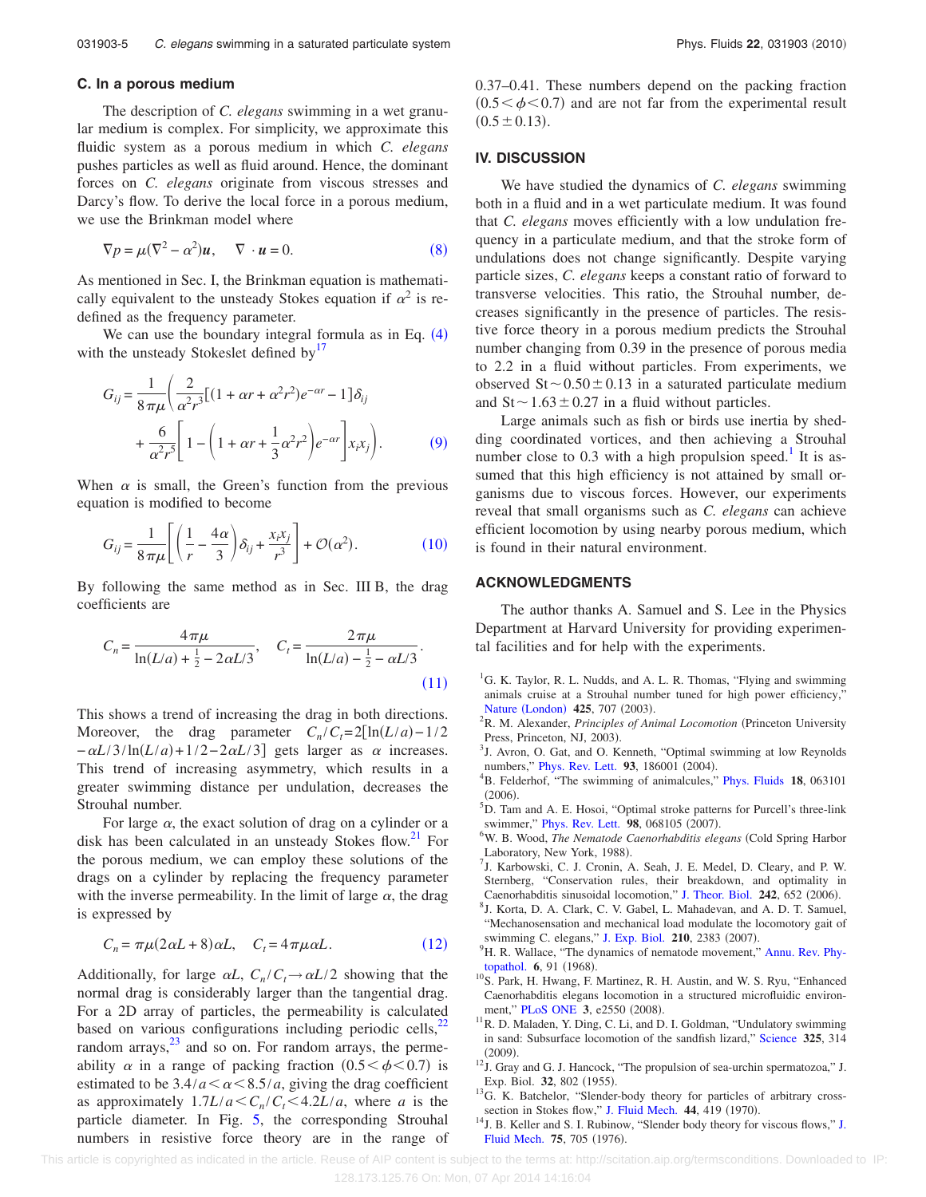### C. In a porous medium

The description of *C. elegans* swimming in a wet granular medium is complex. For simplicity, we approximate this fluidic system as a porous medium in which *C. elegans* pushes particles as well as fluid around. Hence, the dominant forces on *C. elegans* originate from viscous stresses and Darcy's flow. To derive the local force in a porous medium, we use the Brinkman model where

$$\nabla p = \mu(\nabla^2 - \alpha^2)\boldsymbol{u}, \quad \nabla \cdot \boldsymbol{u} = 0. \tag{8}$$

As mentioned in Sec. I, the Brinkman equation is mathematically equivalent to the unsteady Stokes equation if $\alpha^2$ is redefined as the frequency parameter.

We can use the boundary integral formula as in Eq. (4) with the unsteady Stokeslet defined by[17]

$$G_{ij} = \frac{1}{8\pi\mu}\left(\frac{2}{\alpha^2 r^3}[(1+\alpha r+\alpha^2 r^2)e^{-\alpha r}-1]\delta_{ij} + \frac{6}{\alpha^2 r^5}\left[1-\left(1+\alpha r+\frac{1}{3}\alpha^2 r^2\right)e^{-\alpha r}\right]x_i x_j\right). \tag{9}$$

When $\alpha$ is small, the Green's function from the previous equation is modified to become

$$G_{ij} = \frac{1}{8\pi\mu}\left[\left(\frac{1}{r}-\frac{4\alpha}{3}\right)\delta_{ij} + \frac{x_i x_j}{r^3}\right] + \mathcal{O}(\alpha^2). \tag{10}$$

By following the same method as in Sec. III B, the drag coefficients are

$$C_n = \frac{4\pi\mu}{\ln(L/a)+\frac{1}{2}-2\alpha L/3}, \quad C_t = \frac{2\pi\mu}{\ln(L/a)-\frac{1}{2}-\alpha L/3}. \tag{11}$$

This shows a trend of increasing the drag in both directions. Moreover, the drag parameter $C_n/C_t = 2[\ln(L/a)-1/2-\alpha L/3/\ln(L/a)+1/2-2\alpha L/3]$ gets larger as $\alpha$ increases. This trend of increasing asymmetry, which results in a greater swimming distance per undulation, decreases the Strouhal number.

For large $\alpha$, the exact solution of drag on a cylinder or a disk has been calculated in an unsteady Stokes flow.[21] For the porous medium, we can employ these solutions of the drags on a cylinder by replacing the frequency parameter with the inverse permeability. In the limit of large $\alpha$, the drag is expressed by

$$C_n = \pi\mu(2\alpha L + 8)\alpha L, \quad C_t = 4\pi\mu\alpha L. \tag{12}$$

Additionally, for large $\alpha L$, $C_n/C_t \to \alpha L/2$ showing that the normal drag is considerably larger than the tangential drag. For a 2D array of particles, the permeability is calculated based on various configurations including periodic cells,[22] random arrays,[23] and so on. For random arrays, the permeability $\alpha$ in a range of packing fraction $(0.5<\phi<0.7)$ is estimated to be $3.4/a<\alpha<8.5/a$, giving the drag coefficient as approximately $1.7L/a<C_n/C_t<4.2L/a$, where $a$ is the particle diameter. In Fig. 5, the corresponding Strouhal numbers in resistive force theory are in the range of 0.37–0.41. These numbers depend on the packing fraction $(0.5<\phi<0.7)$ and are not far from the experimental result $(0.5\pm 0.13)$.

## IV. DISCUSSION

We have studied the dynamics of *C. elegans* swimming both in a fluid and in a wet particulate medium. It was found that *C. elegans* moves efficiently with a low undulation frequency in a particulate medium, and that the stroke form of undulations does not change significantly. Despite varying particle sizes, *C. elegans* keeps a constant ratio of forward to transverse velocities. This ratio, the Strouhal number, decreases significantly in the presence of particles. The resistive force theory in a porous medium predicts the Strouhal number changing from 0.39 in the presence of porous media to 2.2 in a fluid without particles. From experiments, we observed $\text{St} \sim 0.50 \pm 0.13$ in a saturated particulate medium and $\text{St} \sim 1.63 \pm 0.27$ in a fluid without particles.

Large animals such as fish or birds use inertia by shedding coordinated vortices, and then achieving a Strouhal number close to 0.3 with a high propulsion speed.[1] It is assumed that this high efficiency is not attained by small organisms due to viscous forces. However, our experiments reveal that small organisms such as *C. elegans* can achieve efficient locomotion by using nearby porous medium, which is found in their natural environment.

## ACKNOWLEDGMENTS

The author thanks A. Samuel and S. Lee in the Physics Department at Harvard University for providing experimental facilities and for help with the experiments.

[1] G. K. Taylor, R. L. Nudds, and A. L. R. Thomas, "Flying and swimming animals cruise at a Strouhal number tuned for high power efficiency," Nature (London) **425**, 707 (2003).

[2] R. M. Alexander, *Principles of Animal Locomotion* (Princeton University Press, Princeton, NJ, 2003).

[3] J. Avron, O. Gat, and O. Kenneth, "Optimal swimming at low Reynolds numbers," Phys. Rev. Lett. **93**, 186001 (2004).

[4] B. Felderhof, "The swimming of animalcules," Phys. Fluids **18**, 063101 (2006).

[5] D. Tam and A. E. Hosoi, "Optimal stroke patterns for Purcell's three-link swimmer," Phys. Rev. Lett. **98**, 068105 (2007).

[6] W. B. Wood, *The Nematode Caenorhabditis elegans* (Cold Spring Harbor Laboratory, New York, 1988).

[7] J. Karbowski, C. J. Cronin, A. Seah, J. E. Medel, D. Cleary, and P. W. Sternberg, "Conservation rules, their breakdown, and optimality in Caenorhabditis sinusoidal locomotion," J. Theor. Biol. **242**, 652 (2006).

[8] J. Korta, D. A. Clark, C. V. Gabel, L. Mahadevan, and A. D. T. Samuel, "Mechanosensation and mechanical load modulate the locomotory gait of swimming C. elegans," J. Exp. Biol. **210**, 2383 (2007).

[9] H. R. Wallace, "The dynamics of nematode movement," Annu. Rev. Phytopathol. **6**, 91 (1968).

[10] S. Park, H. Hwang, F. Martinez, R. H. Austin, and W. S. Ryu, "Enhanced Caenorhabditis elegans locomotion in a structured microfluidic environment," PLoS ONE **3**, e2550 (2008).

[11] R. D. Maladen, Y. Ding, C. Li, and D. I. Goldman, "Undulatory swimming in sand: Subsurface locomotion of the sandfish lizard," Science **325**, 314 (2009).

[12] J. Gray and G. J. Hancock, "The propulsion of sea-urchin spermatozoa," J. Exp. Biol. **32**, 802 (1955).

[13] G. K. Batchelor, "Slender-body theory for particles of arbitrary cross-section in Stokes flow," J. Fluid Mech. **44**, 419 (1970).

[14] J. B. Keller and S. I. Rubinow, "Slender body theory for viscous flows," J. Fluid Mech. **75**, 705 (1976).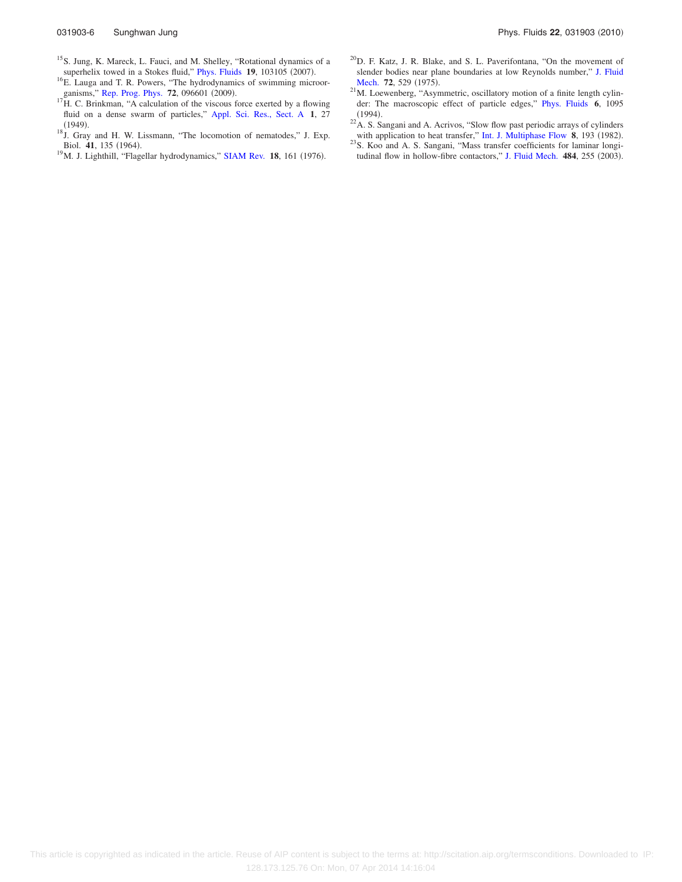[15] S. Jung, K. Mareck, L. Fauci, and M. Shelley, "Rotational dynamics of a superhelix towed in a Stokes fluid," Phys. Fluids **19**, 103105 (2007).

[16] E. Lauga and T. R. Powers, "The hydrodynamics of swimming microorganisms," Rep. Prog. Phys. **72**, 096601 (2009).

[17] H. C. Brinkman, "A calculation of the viscous force exerted by a flowing fluid on a dense swarm of particles," Appl. Sci. Res., Sect. A **1**, 27 (1949).

[18] J. Gray and H. W. Lissmann, "The locomotion of nematodes," J. Exp. Biol. **41**, 135 (1964).

[19] M. J. Lighthill, "Flagellar hydrodynamics," SIAM Rev. **18**, 161 (1976).

[20] D. F. Katz, J. R. Blake, and S. L. Paverifontana, "On the movement of slender bodies near plane boundaries at low Reynolds number," J. Fluid Mech. **72**, 529 (1975).

[21] M. Loewenberg, "Asymmetric, oscillatory motion of a finite length cylinder: The macroscopic effect of particle edges," Phys. Fluids **6**, 1095 (1994).

[22] A. S. Sangani and A. Acrivos, "Slow flow past periodic arrays of cylinders with application to heat transfer," Int. J. Multiphase Flow **8**, 193 (1982).

[23] S. Koo and A. S. Sangani, "Mass transfer coefficients for laminar longitudinal flow in hollow-fibre contactors," J. Fluid Mech. **484**, 255 (2003).